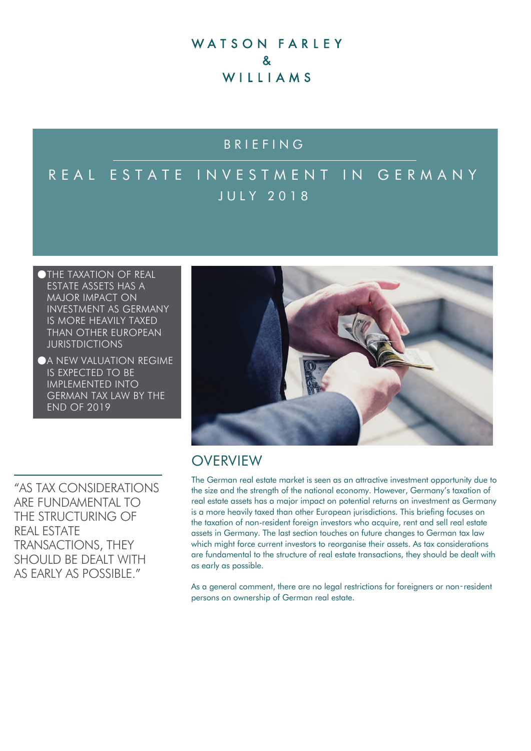WATSON FARLEY & WILLIAMS

# BRIEFING

# REAL ESTATE INVESTMENT IN GERMANY

JULY 2018

- THE TAXATION OF REAL ESTATE ASSETS HAS A MAJOR IMPACT ON INVESTMENT AS GERMANY IS MORE HEAVILY TAXED THAN OTHER EUROPEAN JURISTDICTIONS
- A NEW VALUATION REGIME IS EXPECTED TO BE IMPLEMENTED INTO GERMAN TAX LAW BY THE END OF 2019

"AS TAX CONSIDERATIONS ARE FUNDAMENTAL TO THE STRUCTURING OF REAL ESTATE TRANSACTIONS, THEY SHOULD BE DEALT WITH AS EARLY AS POSSIBLE."

## OVERVIEW

The German real estate market is seen as an attractive investment opportunity due to the size and the strength of the national economy. However, Germany's taxation of real estate assets has a major impact on potential returns on investment as Germany is a more heavily taxed than other European jurisdictions. This briefing focuses on the taxation of non-resident foreign investors who acquire, rent and sell real estate assets in Germany. The last section touches on future changes to German tax law which might force current investors to reorganise their assets. As tax considerations are fundamental to the structure of real estate transactions, they should be dealt with as early as possible.

As a general comment, there are no legal restrictions for foreigners or non-resident persons on ownership of German real estate.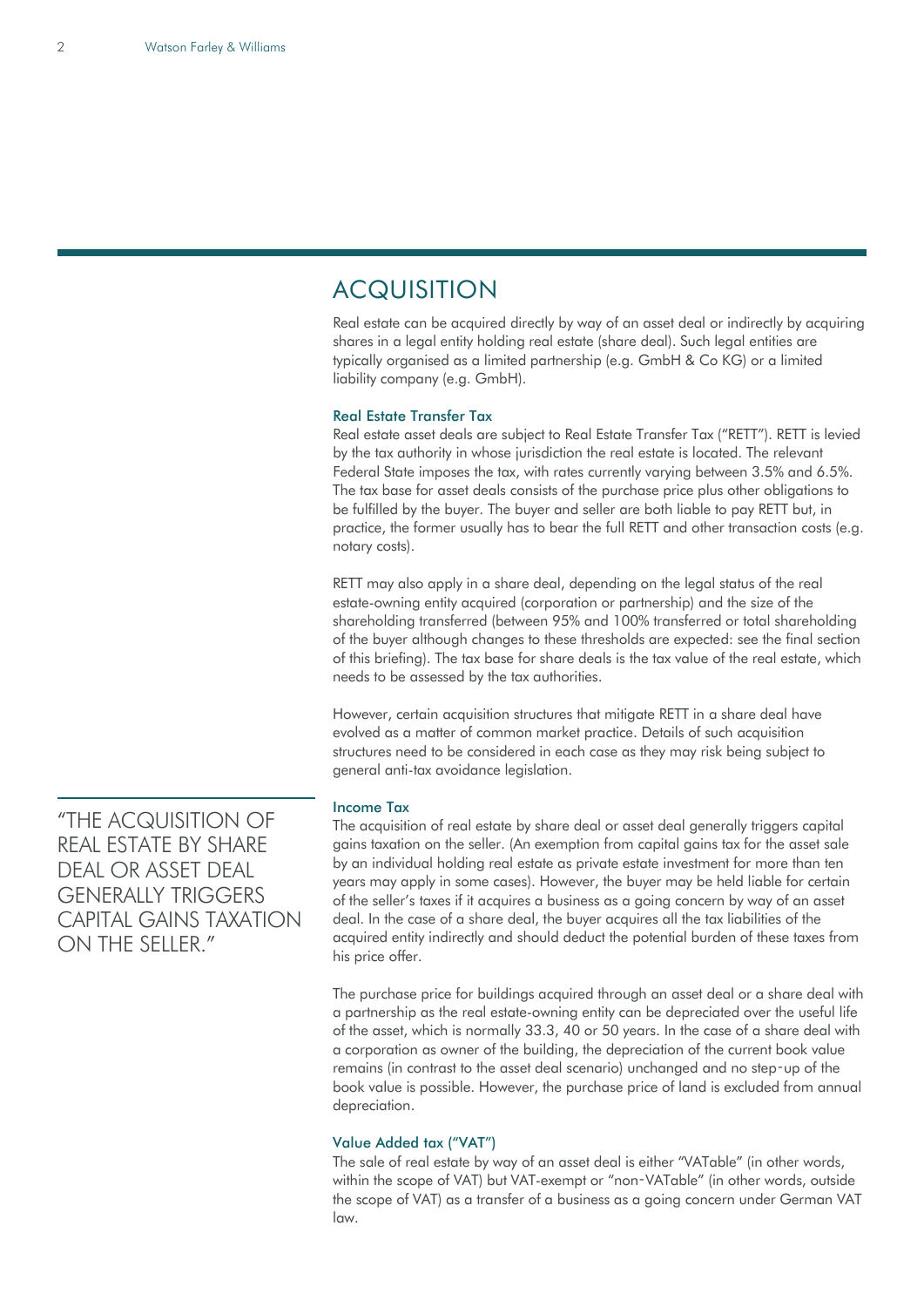## ACQUISITION

Real estate can be acquired directly by way of an asset deal or indirectly by acquiring shares in a legal entity holding real estate (share deal). Such legal entities are typically organised as a limited partnership (e.g. GmbH & Co KG) or a limited liability company (e.g. GmbH).

### Real Estate Transfer Tax

Real estate asset deals are subject to Real Estate Transfer Tax ("RETT"). RETT is levied by the tax authority in whose jurisdiction the real estate is located. The relevant Federal State imposes the tax, with rates currently varying between 3.5% and 6.5%. The tax base for asset deals consists of the purchase price plus other obligations to be fulfilled by the buyer. The buyer and seller are both liable to pay RETT but, in practice, the former usually has to bear the full RETT and other transaction costs (e.g. notary costs).

RETT may also apply in a share deal, depending on the legal status of the real estate-owning entity acquired (corporation or partnership) and the size of the shareholding transferred (between 95% and 100% transferred or total shareholding of the buyer although changes to these thresholds are expected: see the final section of this briefing). The tax base for share deals is the tax value of the real estate, which needs to be assessed by the tax authorities.

However, certain acquisition structures that mitigate RETT in a share deal have evolved as a matter of common market practice. Details of such acquisition structures need to be considered in each case as they may risk being subject to general anti-tax avoidance legislation.

### Income Tax

> "THE ACQUISITION OF REAL ESTATE BY SHARE DEAL OR ASSET DEAL GENERALLY TRIGGERS CAPITAL GAINS TAXATION ON THE SELLER."

The acquisition of real estate by share deal or asset deal generally triggers capital gains taxation on the seller. (An exemption from capital gains tax for the asset sale by an individual holding real estate as private estate investment for more than ten years may apply in some cases). However, the buyer may be held liable for certain of the seller's taxes if it acquires a business as a going concern by way of an asset deal. In the case of a share deal, the buyer acquires all the tax liabilities of the acquired entity indirectly and should deduct the potential burden of these taxes from his price offer.

The purchase price for buildings acquired through an asset deal or a share deal with a partnership as the real estate-owning entity can be depreciated over the useful life of the asset, which is normally 33.3, 40 or 50 years. In the case of a share deal with a corporation as owner of the building, the depreciation of the current book value remains (in contrast to the asset deal scenario) unchanged and no step-up of the book value is possible. However, the purchase price of land is excluded from annual depreciation.

### Value Added tax ("VAT")

The sale of real estate by way of an asset deal is either "VATable" (in other words, within the scope of VAT) but VAT-exempt or "non-VATable" (in other words, outside the scope of VAT) as a transfer of a business as a going concern under German VAT law.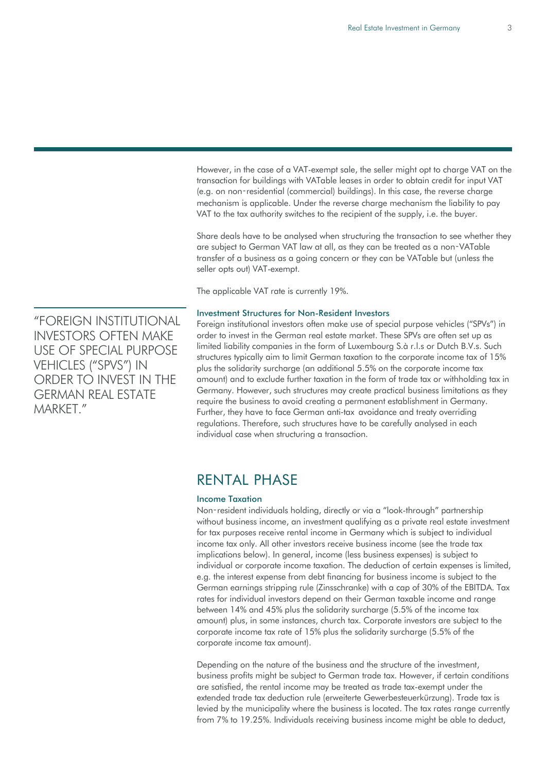However, in the case of a VAT-exempt sale, the seller might opt to charge VAT on the transaction for buildings with VATable leases in order to obtain credit for input VAT (e.g. on non-residential (commercial) buildings). In this case, the reverse charge mechanism is applicable. Under the reverse charge mechanism the liability to pay VAT to the tax authority switches to the recipient of the supply, i.e. the buyer.

Share deals have to be analysed when structuring the transaction to see whether they are subject to German VAT law at all, as they can be treated as a non-VATable transfer of a business as a going concern or they can be VATable but (unless the seller opts out) VAT-exempt.

The applicable VAT rate is currently 19%.

> "FOREIGN INSTITUTIONAL INVESTORS OFTEN MAKE USE OF SPECIAL PURPOSE VEHICLES ("SPVS") IN ORDER TO INVEST IN THE GERMAN REAL ESTATE MARKET."

### Investment Structures for Non-Resident Investors

Foreign institutional investors often make use of special purpose vehicles ("SPVs") in order to invest in the German real estate market. These SPVs are often set up as limited liability companies in the form of Luxembourg S.à r.l.s or Dutch B.V.s. Such structures typically aim to limit German taxation to the corporate income tax of 15% plus the solidarity surcharge (an additional 5.5% on the corporate income tax amount) and to exclude further taxation in the form of trade tax or withholding tax in Germany. However, such structures may create practical business limitations as they require the business to avoid creating a permanent establishment in Germany. Further, they have to face German anti-tax avoidance and treaty overriding regulations. Therefore, such structures have to be carefully analysed in each individual case when structuring a transaction.

## RENTAL PHASE

### Income Taxation

Non-resident individuals holding, directly or via a "look-through" partnership without business income, an investment qualifying as a private real estate investment for tax purposes receive rental income in Germany which is subject to individual income tax only. All other investors receive business income (see the trade tax implications below). In general, income (less business expenses) is subject to individual or corporate income taxation. The deduction of certain expenses is limited, e.g. the interest expense from debt financing for business income is subject to the German earnings stripping rule (Zinsschranke) with a cap of 30% of the EBITDA. Tax rates for individual investors depend on their German taxable income and range between 14% and 45% plus the solidarity surcharge (5.5% of the income tax amount) plus, in some instances, church tax. Corporate investors are subject to the corporate income tax rate of 15% plus the solidarity surcharge (5.5% of the corporate income tax amount).

Depending on the nature of the business and the structure of the investment, business profits might be subject to German trade tax. However, if certain conditions are satisfied, the rental income may be treated as trade tax-exempt under the extended trade tax deduction rule (erweiterte Gewerbesteuerkürzung). Trade tax is levied by the municipality where the business is located. The tax rates range currently from 7% to 19.25%. Individuals receiving business income might be able to deduct,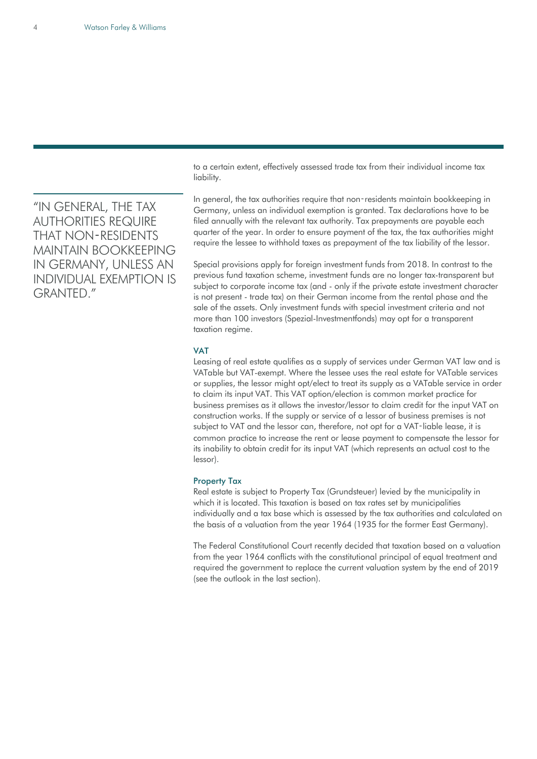to a certain extent, effectively assessed trade tax from their individual income tax liability.

"IN GENERAL, THE TAX AUTHORITIES REQUIRE THAT NON-RESIDENTS MAINTAIN BOOKKEEPING IN GERMANY, UNLESS AN INDIVIDUAL EXEMPTION IS GRANTED."

In general, the tax authorities require that non-residents maintain bookkeeping in Germany, unless an individual exemption is granted. Tax declarations have to be filed annually with the relevant tax authority. Tax prepayments are payable each quarter of the year. In order to ensure payment of the tax, the tax authorities might require the lessee to withhold taxes as prepayment of the tax liability of the lessor.

Special provisions apply for foreign investment funds from 2018. In contrast to the previous fund taxation scheme, investment funds are no longer tax-transparent but subject to corporate income tax (and - only if the private estate investment character is not present - trade tax) on their German income from the rental phase and the sale of the assets. Only investment funds with special investment criteria and not more than 100 investors (Spezial-Investmentfonds) may opt for a transparent taxation regime.

### VAT

Leasing of real estate qualifies as a supply of services under German VAT law and is VATable but VAT-exempt. Where the lessee uses the real estate for VATable services or supplies, the lessor might opt/elect to treat its supply as a VATable service in order to claim its input VAT. This VAT option/election is common market practice for business premises as it allows the investor/lessor to claim credit for the input VAT on construction works. If the supply or service of a lessor of business premises is not subject to VAT and the lessor can, therefore, not opt for a VAT-liable lease, it is common practice to increase the rent or lease payment to compensate the lessor for its inability to obtain credit for its input VAT (which represents an actual cost to the lessor).

### Property Tax

Real estate is subject to Property Tax (Grundsteuer) levied by the municipality in which it is located. This taxation is based on tax rates set by municipalities individually and a tax base which is assessed by the tax authorities and calculated on the basis of a valuation from the year 1964 (1935 for the former East Germany).

The Federal Constitutional Court recently decided that taxation based on a valuation from the year 1964 conflicts with the constitutional principal of equal treatment and required the government to replace the current valuation system by the end of 2019 (see the outlook in the last section).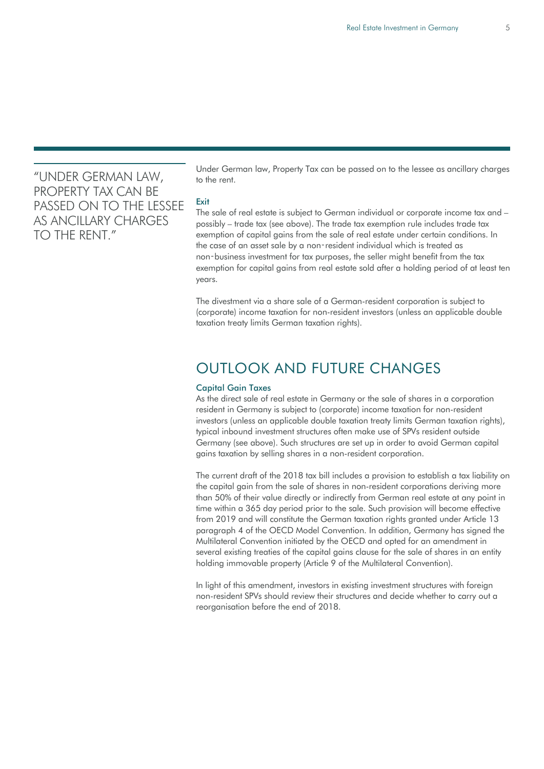"UNDER GERMAN LAW, PROPERTY TAX CAN BE PASSED ON TO THE LESSEE AS ANCILLARY CHARGES TO THE RENT."

Under German law, Property Tax can be passed on to the lessee as ancillary charges to the rent.

### Exit

The sale of real estate is subject to German individual or corporate income tax and – possibly – trade tax (see above). The trade tax exemption rule includes trade tax exemption of capital gains from the sale of real estate under certain conditions. In the case of an asset sale by a non-resident individual which is treated as non-business investment for tax purposes, the seller might benefit from the tax exemption for capital gains from real estate sold after a holding period of at least ten years.

The divestment via a share sale of a German-resident corporation is subject to (corporate) income taxation for non-resident investors (unless an applicable double taxation treaty limits German taxation rights).

## OUTLOOK AND FUTURE CHANGES

### Capital Gain Taxes

As the direct sale of real estate in Germany or the sale of shares in a corporation resident in Germany is subject to (corporate) income taxation for non-resident investors (unless an applicable double taxation treaty limits German taxation rights), typical inbound investment structures often make use of SPVs resident outside Germany (see above). Such structures are set up in order to avoid German capital gains taxation by selling shares in a non-resident corporation.

The current draft of the 2018 tax bill includes a provision to establish a tax liability on the capital gain from the sale of shares in non-resident corporations deriving more than 50% of their value directly or indirectly from German real estate at any point in time within a 365 day period prior to the sale. Such provision will become effective from 2019 and will constitute the German taxation rights granted under Article 13 paragraph 4 of the OECD Model Convention. In addition, Germany has signed the Multilateral Convention initiated by the OECD and opted for an amendment in several existing treaties of the capital gains clause for the sale of shares in an entity holding immovable property (Article 9 of the Multilateral Convention).

In light of this amendment, investors in existing investment structures with foreign non-resident SPVs should review their structures and decide whether to carry out a reorganisation before the end of 2018.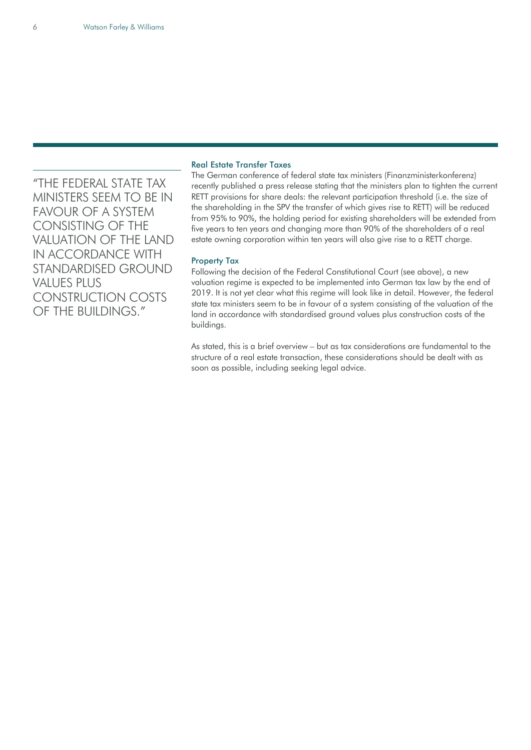> "THE FEDERAL STATE TAX MINISTERS SEEM TO BE IN FAVOUR OF A SYSTEM CONSISTING OF THE VALUATION OF THE LAND IN ACCORDANCE WITH STANDARDISED GROUND VALUES PLUS CONSTRUCTION COSTS OF THE BUILDINGS."

### Real Estate Transfer Taxes

The German conference of federal state tax ministers (Finanzministerkonferenz) recently published a press release stating that the ministers plan to tighten the current RETT provisions for share deals: the relevant participation threshold (i.e. the size of the shareholding in the SPV the transfer of which gives rise to RETT) will be reduced from 95% to 90%, the holding period for existing shareholders will be extended from five years to ten years and changing more than 90% of the shareholders of a real estate owning corporation within ten years will also give rise to a RETT charge.

### Property Tax

Following the decision of the Federal Constitutional Court (see above), a new valuation regime is expected to be implemented into German tax law by the end of 2019. It is not yet clear what this regime will look like in detail. However, the federal state tax ministers seem to be in favour of a system consisting of the valuation of the land in accordance with standardised ground values plus construction costs of the buildings.

As stated, this is a brief overview – but as tax considerations are fundamental to the structure of a real estate transaction, these considerations should be dealt with as soon as possible, including seeking legal advice.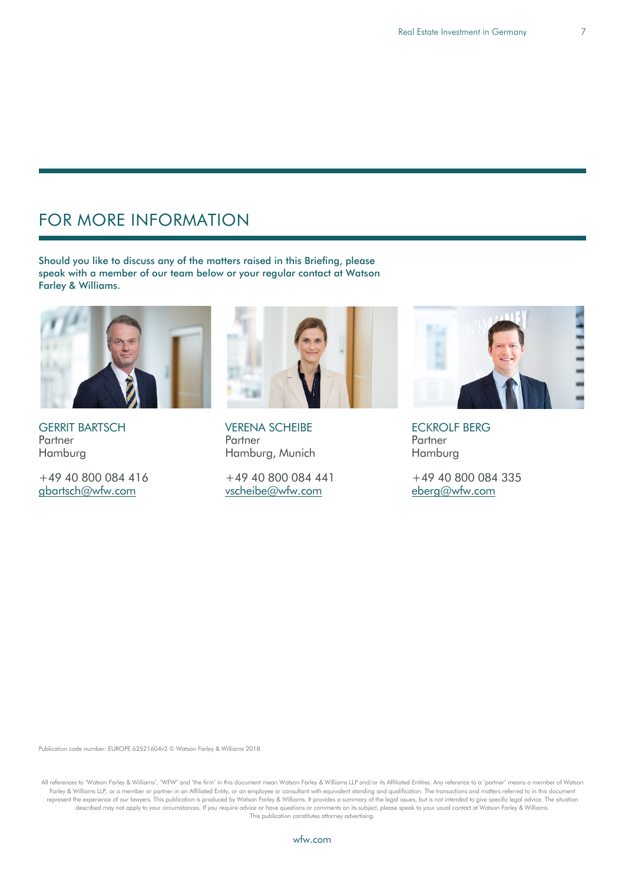# FOR MORE INFORMATION

Should you like to discuss any of the matters raised in this Briefing, please speak with a member of our team below or your regular contact at Watson Farley & Williams.

**GERRIT BARTSCH**
Partner
Hamburg

+49 40 800 084 416
gbartsch@wfw.com

**VERENA SCHEIBE**
Partner
Hamburg, Munich

+49 40 800 084 441
vscheibe@wfw.com

**ECKROLF BERG**
Partner
Hamburg

+49 40 800 084 335
eberg@wfw.com

Publication code number: EUROPE 62521604v2 © Watson Farley & Williams 2018

All references to 'Watson Farley & Williams', 'WFW' and 'the firm' in this document mean Watson Farley & Williams LLP and/or its Affiliated Entities. Any reference to a 'partner' means a member of Watson Farley & Williams LLP, or a member or partner in an Affiliated Entity, or an employee or consultant with equivalent standing and qualification. The transactions and matters referred to in this document represent the experience of our lawyers. This publication is produced by Watson Farley & Williams. It provides a summary of the legal issues, but is not intended to give specific legal advice. The situation described may not apply to your circumstances. If you require advice or have questions or comments on its subject, please speak to your usual contact at Watson Farley & Williams.
This publication constitutes attorney advertising.

wfw.com